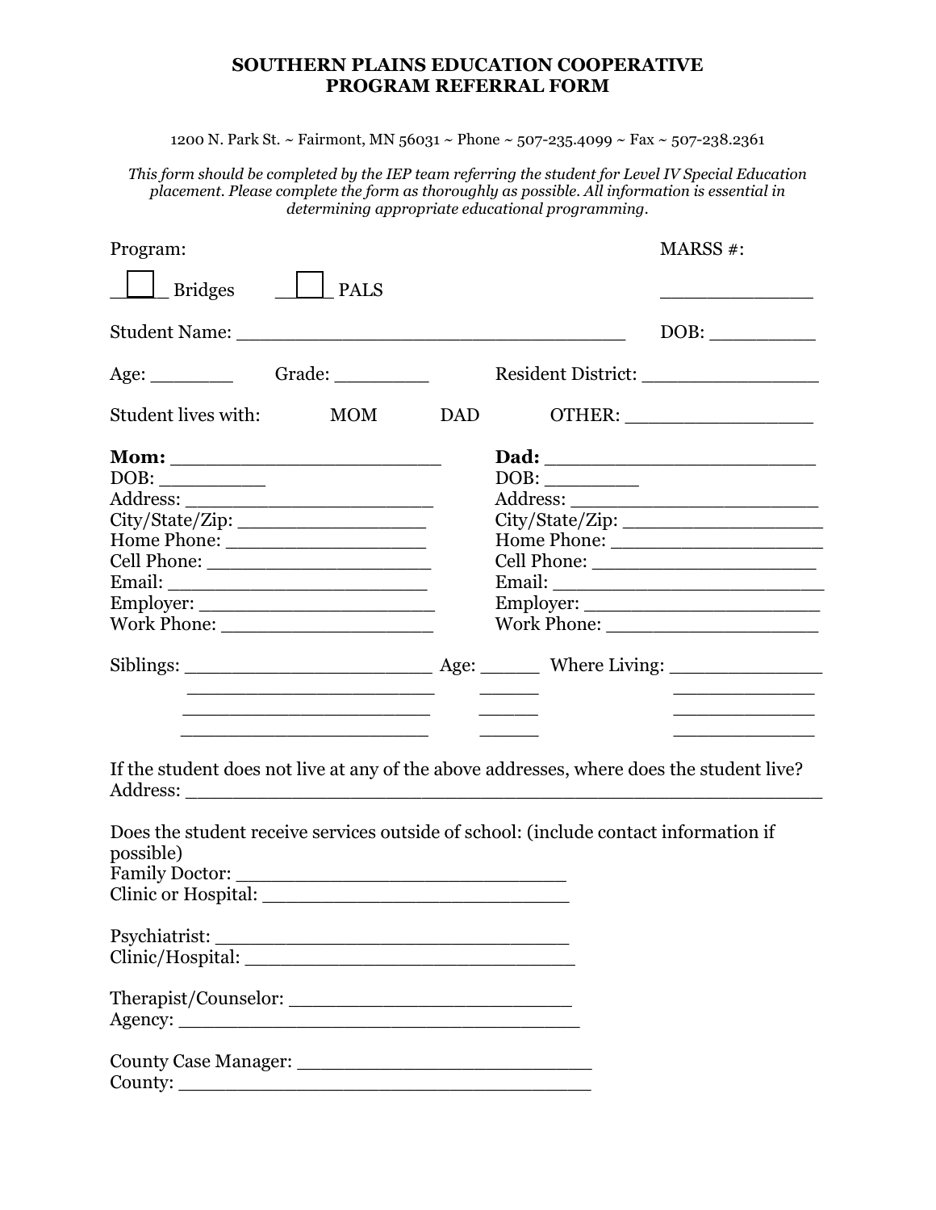# SOUTHERN PLAINS EDUCATION COOPERATIVE
## PROGRAM REFERRAL FORM

1200 N. Park St. ~ Fairmont, MN 56031 ~ Phone ~ 507-235.4099 ~ Fax ~ 507-238.2361

*This form should be completed by the IEP team referring the student for Level IV Special Education placement. Please complete the form as thoroughly as possible. All information is essential in determining appropriate educational programming.*

Program: MARSS #:

☐ Bridges ☐ PALS ______________

Student Name: ___________________________________ DOB: __________

Age: _______ Grade: _________ Resident District: ________________

Student lives with: MOM DAD OTHER: _________________

**Mom:** ________________________
DOB: __________
Address: ______________________
City/State/Zip: _________________
Home Phone: __________________
Cell Phone: ____________________
Email: ________________________
Employer: ______________________
Work Phone: ____________________

**Dad:** ________________________
DOB: _________
Address: ________________________
City/State/Zip: ___________________
Home Phone: ____________________
Cell Phone: _____________________
Email: __________________________
Employer: _______________________
Work Phone: _____________________

| Siblings: | Age: | Where Living: |
|---|---|---|
| _______________________ | ______ | ______________ |
| _______________________ | ______ | ______________ |
| _______________________ | ______ | ______________ |
| _______________________ | ______ | ______________ |

If the student does not live at any of the above addresses, where does the student live?
Address: _______________________________________________________

Does the student receive services outside of school: (include contact information if possible)
Family Doctor: _____________________________
Clinic or Hospital: ____________________________

Psychiatrist: ________________________________
Clinic/Hospital: ______________________________

Therapist/Counselor: __________________________
Agency: _____________________________________

County Case Manager: __________________________
County: ______________________________________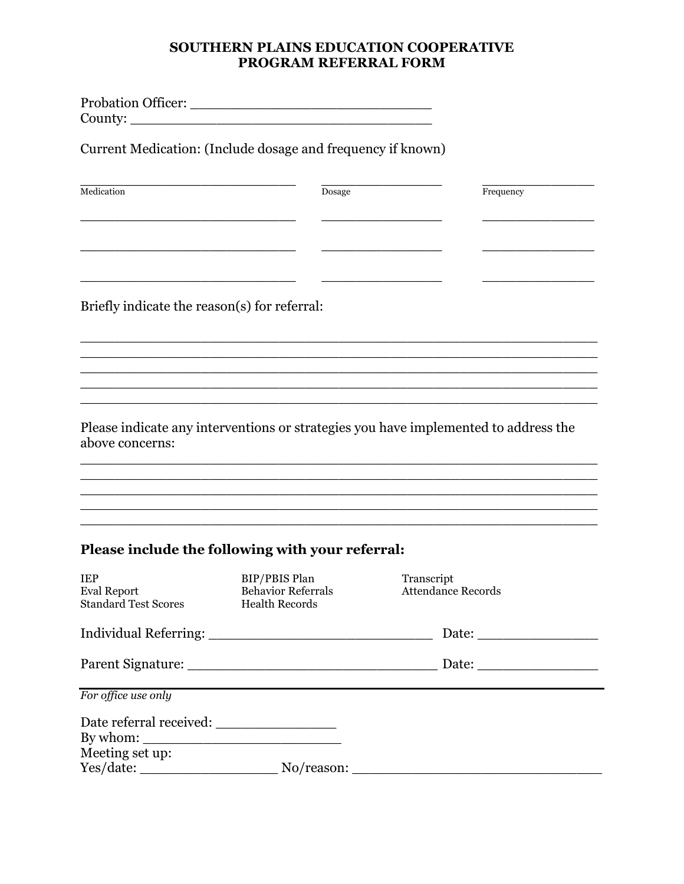**SOUTHERN PLAINS EDUCATION COOPERATIVE**
**PROGRAM REFERRAL FORM**

Probation Officer: ___________________________
County: ___________________________________

Current Medication: (Include dosage and frequency if known)

| Medication | Dosage | Frequency |
|---|---|---|
| | | |
| | | |
| | | |
| | | |

Briefly indicate the reason(s) for referral:

_____________________________________________________________
_____________________________________________________________
_____________________________________________________________
_____________________________________________________________
_____________________________________________________________

Please indicate any interventions or strategies you have implemented to address the above concerns:

_____________________________________________________________
_____________________________________________________________
_____________________________________________________________
_____________________________________________________________
_____________________________________________________________

**Please include the following with your referral:**

| | | |
|---|---|---|
| IEP | BIP/PBIS Plan | Transcript |
| Eval Report | Behavior Referrals | Attendance Records |
| Standard Test Scores | Health Records | |

Individual Referring: __________________________ Date: ______________

Parent Signature: _____________________________ Date: ______________

---

*For office use only*

Date referral received: ______________
By whom: _______________________
Meeting set up:
Yes/date: ________________ No/reason: ____________________________